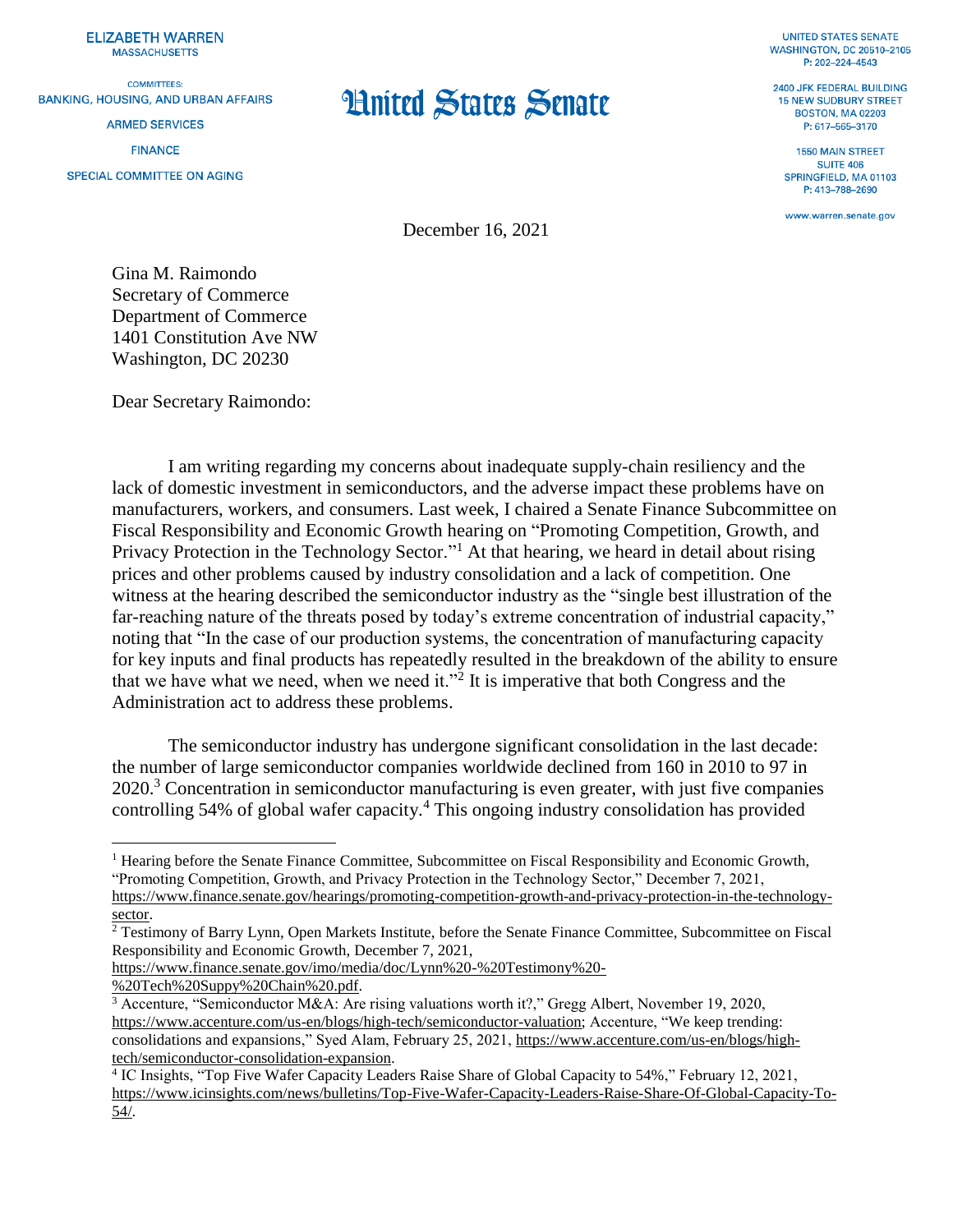ELIZABETH WARREN
MASSACHUSETTS

COMMITTEES:
BANKING, HOUSING, AND URBAN AFFAIRS
ARMED SERVICES
FINANCE
SPECIAL COMMITTEE ON AGING

# United States Senate

UNITED STATES SENATE
WASHINGTON, DC 20510–2105
P: 202–224–4543

2400 JFK FEDERAL BUILDING
15 NEW SUDBURY STREET
BOSTON, MA 02203
P: 617–565–3170

1550 MAIN STREET
SUITE 406
SPRINGFIELD, MA 01103
P: 413–788–2690

www.warren.senate.gov

December 16, 2021

Gina M. Raimondo
Secretary of Commerce
Department of Commerce
1401 Constitution Ave NW
Washington, DC 20230

Dear Secretary Raimondo:

I am writing regarding my concerns about inadequate supply-chain resiliency and the lack of domestic investment in semiconductors, and the adverse impact these problems have on manufacturers, workers, and consumers. Last week, I chaired a Senate Finance Subcommittee on Fiscal Responsibility and Economic Growth hearing on "Promoting Competition, Growth, and Privacy Protection in the Technology Sector."[1] At that hearing, we heard in detail about rising prices and other problems caused by industry consolidation and a lack of competition. One witness at the hearing described the semiconductor industry as the "single best illustration of the far-reaching nature of the threats posed by today's extreme concentration of industrial capacity," noting that "In the case of our production systems, the concentration of manufacturing capacity for key inputs and final products has repeatedly resulted in the breakdown of the ability to ensure that we have what we need, when we need it."[2] It is imperative that both Congress and the Administration act to address these problems.

The semiconductor industry has undergone significant consolidation in the last decade: the number of large semiconductor companies worldwide declined from 160 in 2010 to 97 in 2020.[3] Concentration in semiconductor manufacturing is even greater, with just five companies controlling 54% of global wafer capacity.[4] This ongoing industry consolidation has provided

---

[1] Hearing before the Senate Finance Committee, Subcommittee on Fiscal Responsibility and Economic Growth, "Promoting Competition, Growth, and Privacy Protection in the Technology Sector," December 7, 2021, https://www.finance.senate.gov/hearings/promoting-competition-growth-and-privacy-protection-in-the-technology-sector.

[2] Testimony of Barry Lynn, Open Markets Institute, before the Senate Finance Committee, Subcommittee on Fiscal Responsibility and Economic Growth, December 7, 2021, https://www.finance.senate.gov/imo/media/doc/Lynn%20-%20Testimony%20-%20Tech%20Suppy%20Chain%20.pdf.

[3] Accenture, "Semiconductor M&A: Are rising valuations worth it?," Gregg Albert, November 19, 2020, https://www.accenture.com/us-en/blogs/high-tech/semiconductor-valuation; Accenture, "We keep trending: consolidations and expansions," Syed Alam, February 25, 2021, https://www.accenture.com/us-en/blogs/high-tech/semiconductor-consolidation-expansion.

[4] IC Insights, "Top Five Wafer Capacity Leaders Raise Share of Global Capacity to 54%," February 12, 2021, https://www.icinsights.com/news/bulletins/Top-Five-Wafer-Capacity-Leaders-Raise-Share-Of-Global-Capacity-To-54/.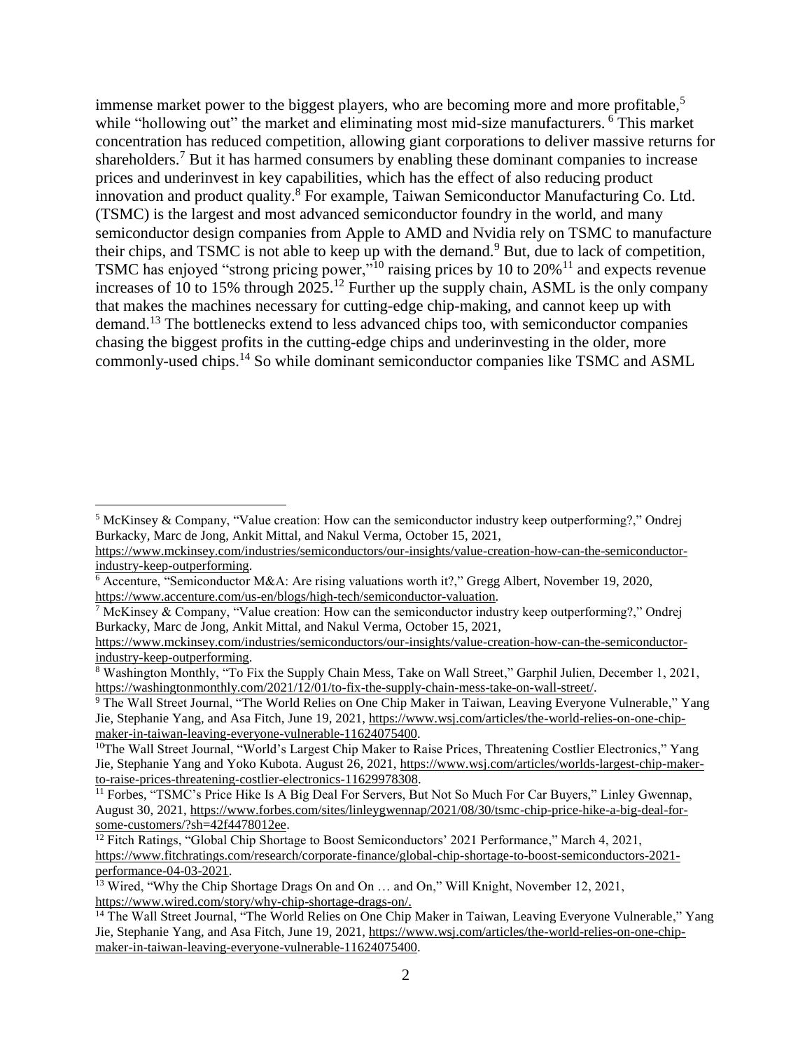immense market power to the biggest players, who are becoming more and more profitable,[5] while "hollowing out" the market and eliminating most mid-size manufacturers. [6] This market concentration has reduced competition, allowing giant corporations to deliver massive returns for shareholders.[7] But it has harmed consumers by enabling these dominant companies to increase prices and underinvest in key capabilities, which has the effect of also reducing product innovation and product quality.[8] For example, Taiwan Semiconductor Manufacturing Co. Ltd. (TSMC) is the largest and most advanced semiconductor foundry in the world, and many semiconductor design companies from Apple to AMD and Nvidia rely on TSMC to manufacture their chips, and TSMC is not able to keep up with the demand.[9] But, due to lack of competition, TSMC has enjoyed "strong pricing power,"[10] raising prices by 10 to 20%[11] and expects revenue increases of 10 to 15% through 2025.[12] Further up the supply chain, ASML is the only company that makes the machines necessary for cutting-edge chip-making, and cannot keep up with demand.[13] The bottlenecks extend to less advanced chips too, with semiconductor companies chasing the biggest profits in the cutting-edge chips and underinvesting in the older, more commonly-used chips.[14] So while dominant semiconductor companies like TSMC and ASML

---

[5] McKinsey & Company, "Value creation: How can the semiconductor industry keep outperforming?," Ondrej Burkacky, Marc de Jong, Ankit Mittal, and Nakul Verma, October 15, 2021, https://www.mckinsey.com/industries/semiconductors/our-insights/value-creation-how-can-the-semiconductor-industry-keep-outperforming.

[6] Accenture, "Semiconductor M&A: Are rising valuations worth it?," Gregg Albert, November 19, 2020, https://www.accenture.com/us-en/blogs/high-tech/semiconductor-valuation.

[7] McKinsey & Company, "Value creation: How can the semiconductor industry keep outperforming?," Ondrej Burkacky, Marc de Jong, Ankit Mittal, and Nakul Verma, October 15, 2021, https://www.mckinsey.com/industries/semiconductors/our-insights/value-creation-how-can-the-semiconductor-industry-keep-outperforming.

[8] Washington Monthly, "To Fix the Supply Chain Mess, Take on Wall Street," Garphil Julien, December 1, 2021, https://washingtonmonthly.com/2021/12/01/to-fix-the-supply-chain-mess-take-on-wall-street/.

[9] The Wall Street Journal, "The World Relies on One Chip Maker in Taiwan, Leaving Everyone Vulnerable," Yang Jie, Stephanie Yang, and Asa Fitch, June 19, 2021, https://www.wsj.com/articles/the-world-relies-on-one-chip-maker-in-taiwan-leaving-everyone-vulnerable-11624075400.

[10] The Wall Street Journal, "World's Largest Chip Maker to Raise Prices, Threatening Costlier Electronics," Yang Jie, Stephanie Yang and Yoko Kubota. August 26, 2021, https://www.wsj.com/articles/worlds-largest-chip-maker-to-raise-prices-threatening-costlier-electronics-11629978308.

[11] Forbes, "TSMC's Price Hike Is A Big Deal For Servers, But Not So Much For Car Buyers," Linley Gwennap, August 30, 2021, https://www.forbes.com/sites/linleygwennap/2021/08/30/tsmc-chip-price-hike-a-big-deal-for-some-customers/?sh=42f4478012ee.

[12] Fitch Ratings, "Global Chip Shortage to Boost Semiconductors' 2021 Performance," March 4, 2021, https://www.fitchratings.com/research/corporate-finance/global-chip-shortage-to-boost-semiconductors-2021-performance-04-03-2021.

[13] Wired, "Why the Chip Shortage Drags On and On … and On," Will Knight, November 12, 2021, https://www.wired.com/story/why-chip-shortage-drags-on/.

[14] The Wall Street Journal, "The World Relies on One Chip Maker in Taiwan, Leaving Everyone Vulnerable," Yang Jie, Stephanie Yang, and Asa Fitch, June 19, 2021, https://www.wsj.com/articles/the-world-relies-on-one-chip-maker-in-taiwan-leaving-everyone-vulnerable-11624075400.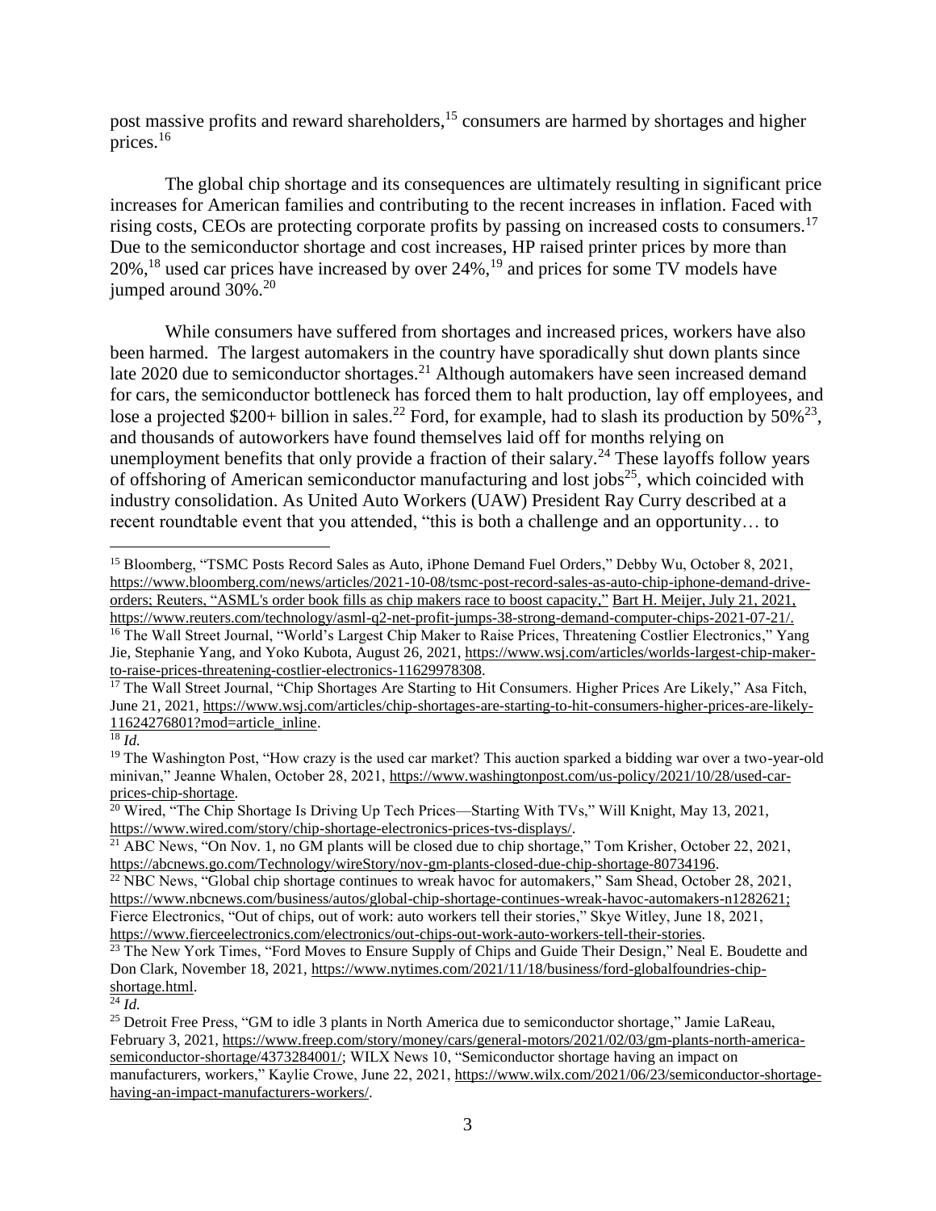post massive profits and reward shareholders,[15] consumers are harmed by shortages and higher prices.[16]

The global chip shortage and its consequences are ultimately resulting in significant price increases for American families and contributing to the recent increases in inflation. Faced with rising costs, CEOs are protecting corporate profits by passing on increased costs to consumers.[17] Due to the semiconductor shortage and cost increases, HP raised printer prices by more than 20%,[18] used car prices have increased by over 24%,[19] and prices for some TV models have jumped around 30%.[20]

While consumers have suffered from shortages and increased prices, workers have also been harmed. The largest automakers in the country have sporadically shut down plants since late 2020 due to semiconductor shortages.[21] Although automakers have seen increased demand for cars, the semiconductor bottleneck has forced them to halt production, lay off employees, and lose a projected $200+ billion in sales.[22] Ford, for example, had to slash its production by 50%[23], and thousands of autoworkers have found themselves laid off for months relying on unemployment benefits that only provide a fraction of their salary.[24] These layoffs follow years of offshoring of American semiconductor manufacturing and lost jobs[25], which coincided with industry consolidation. As United Auto Workers (UAW) President Ray Curry described at a recent roundtable event that you attended, "this is both a challenge and an opportunity… to

---

[15] Bloomberg, "TSMC Posts Record Sales as Auto, iPhone Demand Fuel Orders," Debby Wu, October 8, 2021, https://www.bloomberg.com/news/articles/2021-10-08/tsmc-post-record-sales-as-auto-chip-iphone-demand-drive-orders; Reuters, "ASML's order book fills as chip makers race to boost capacity," Bart H. Meijer, July 21, 2021, https://www.reuters.com/technology/asml-q2-net-profit-jumps-38-strong-demand-computer-chips-2021-07-21/.

[16] The Wall Street Journal, "World's Largest Chip Maker to Raise Prices, Threatening Costlier Electronics," Yang Jie, Stephanie Yang, and Yoko Kubota, August 26, 2021, https://www.wsj.com/articles/worlds-largest-chip-maker-to-raise-prices-threatening-costlier-electronics-11629978308.

[17] The Wall Street Journal, "Chip Shortages Are Starting to Hit Consumers. Higher Prices Are Likely," Asa Fitch, June 21, 2021, https://www.wsj.com/articles/chip-shortages-are-starting-to-hit-consumers-higher-prices-are-likely-11624276801?mod=article_inline.

[18] *Id.*

[19] The Washington Post, "How crazy is the used car market? This auction sparked a bidding war over a two-year-old minivan," Jeanne Whalen, October 28, 2021, https://www.washingtonpost.com/us-policy/2021/10/28/used-car-prices-chip-shortage.

[20] Wired, "The Chip Shortage Is Driving Up Tech Prices—Starting With TVs," Will Knight, May 13, 2021, https://www.wired.com/story/chip-shortage-electronics-prices-tvs-displays/.

[21] ABC News, "On Nov. 1, no GM plants will be closed due to chip shortage," Tom Krisher, October 22, 2021, https://abcnews.go.com/Technology/wireStory/nov-gm-plants-closed-due-chip-shortage-80734196.

[22] NBC News, "Global chip shortage continues to wreak havoc for automakers," Sam Shead, October 28, 2021, https://www.nbcnews.com/business/autos/global-chip-shortage-continues-wreak-havoc-automakers-n1282621; Fierce Electronics, "Out of chips, out of work: auto workers tell their stories," Skye Witley, June 18, 2021, https://www.fierceelectronics.com/electronics/out-chips-out-work-auto-workers-tell-their-stories.

[23] The New York Times, "Ford Moves to Ensure Supply of Chips and Guide Their Design," Neal E. Boudette and Don Clark, November 18, 2021, https://www.nytimes.com/2021/11/18/business/ford-globalfoundries-chip-shortage.html.

[24] *Id.*

[25] Detroit Free Press, "GM to idle 3 plants in North America due to semiconductor shortage," Jamie LaReau, February 3, 2021, https://www.freep.com/story/money/cars/general-motors/2021/02/03/gm-plants-north-america-semiconductor-shortage/4373284001/; WILX News 10, "Semiconductor shortage having an impact on manufacturers, workers," Kaylie Crowe, June 22, 2021, https://www.wilx.com/2021/06/23/semiconductor-shortage-having-an-impact-manufacturers-workers/.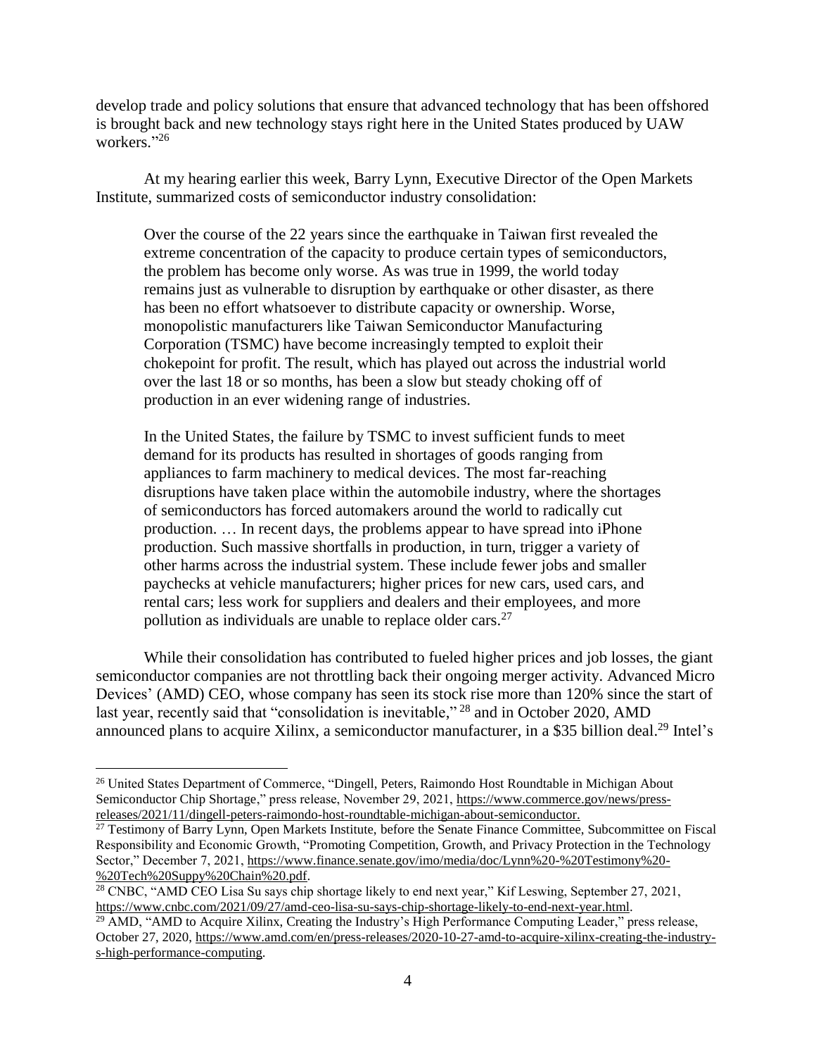develop trade and policy solutions that ensure that advanced technology that has been offshored is brought back and new technology stays right here in the United States produced by UAW workers."[26]

At my hearing earlier this week, Barry Lynn, Executive Director of the Open Markets Institute, summarized costs of semiconductor industry consolidation:

> Over the course of the 22 years since the earthquake in Taiwan first revealed the extreme concentration of the capacity to produce certain types of semiconductors, the problem has become only worse. As was true in 1999, the world today remains just as vulnerable to disruption by earthquake or other disaster, as there has been no effort whatsoever to distribute capacity or ownership. Worse, monopolistic manufacturers like Taiwan Semiconductor Manufacturing Corporation (TSMC) have become increasingly tempted to exploit their chokepoint for profit. The result, which has played out across the industrial world over the last 18 or so months, has been a slow but steady choking off of production in an ever widening range of industries.
>
> In the United States, the failure by TSMC to invest sufficient funds to meet demand for its products has resulted in shortages of goods ranging from appliances to farm machinery to medical devices. The most far-reaching disruptions have taken place within the automobile industry, where the shortages of semiconductors has forced automakers around the world to radically cut production. … In recent days, the problems appear to have spread into iPhone production. Such massive shortfalls in production, in turn, trigger a variety of other harms across the industrial system. These include fewer jobs and smaller paychecks at vehicle manufacturers; higher prices for new cars, used cars, and rental cars; less work for suppliers and dealers and their employees, and more pollution as individuals are unable to replace older cars.[27]

While their consolidation has contributed to fueled higher prices and job losses, the giant semiconductor companies are not throttling back their ongoing merger activity. Advanced Micro Devices' (AMD) CEO, whose company has seen its stock rise more than 120% since the start of last year, recently said that "consolidation is inevitable,"[28] and in October 2020, AMD announced plans to acquire Xilinx, a semiconductor manufacturer, in a $35 billion deal.[29] Intel's

---

[26] United States Department of Commerce, "Dingell, Peters, Raimondo Host Roundtable in Michigan About Semiconductor Chip Shortage," press release, November 29, 2021, https://www.commerce.gov/news/press-releases/2021/11/dingell-peters-raimondo-host-roundtable-michigan-about-semiconductor.

[27] Testimony of Barry Lynn, Open Markets Institute, before the Senate Finance Committee, Subcommittee on Fiscal Responsibility and Economic Growth, "Promoting Competition, Growth, and Privacy Protection in the Technology Sector," December 7, 2021, https://www.finance.senate.gov/imo/media/doc/Lynn%20-%20Testimony%20-%20Tech%20Suppy%20Chain%20.pdf.

[28] CNBC, "AMD CEO Lisa Su says chip shortage likely to end next year," Kif Leswing, September 27, 2021, https://www.cnbc.com/2021/09/27/amd-ceo-lisa-su-says-chip-shortage-likely-to-end-next-year.html.

[29] AMD, "AMD to Acquire Xilinx, Creating the Industry's High Performance Computing Leader," press release, October 27, 2020, https://www.amd.com/en/press-releases/2020-10-27-amd-to-acquire-xilinx-creating-the-industry-s-high-performance-computing.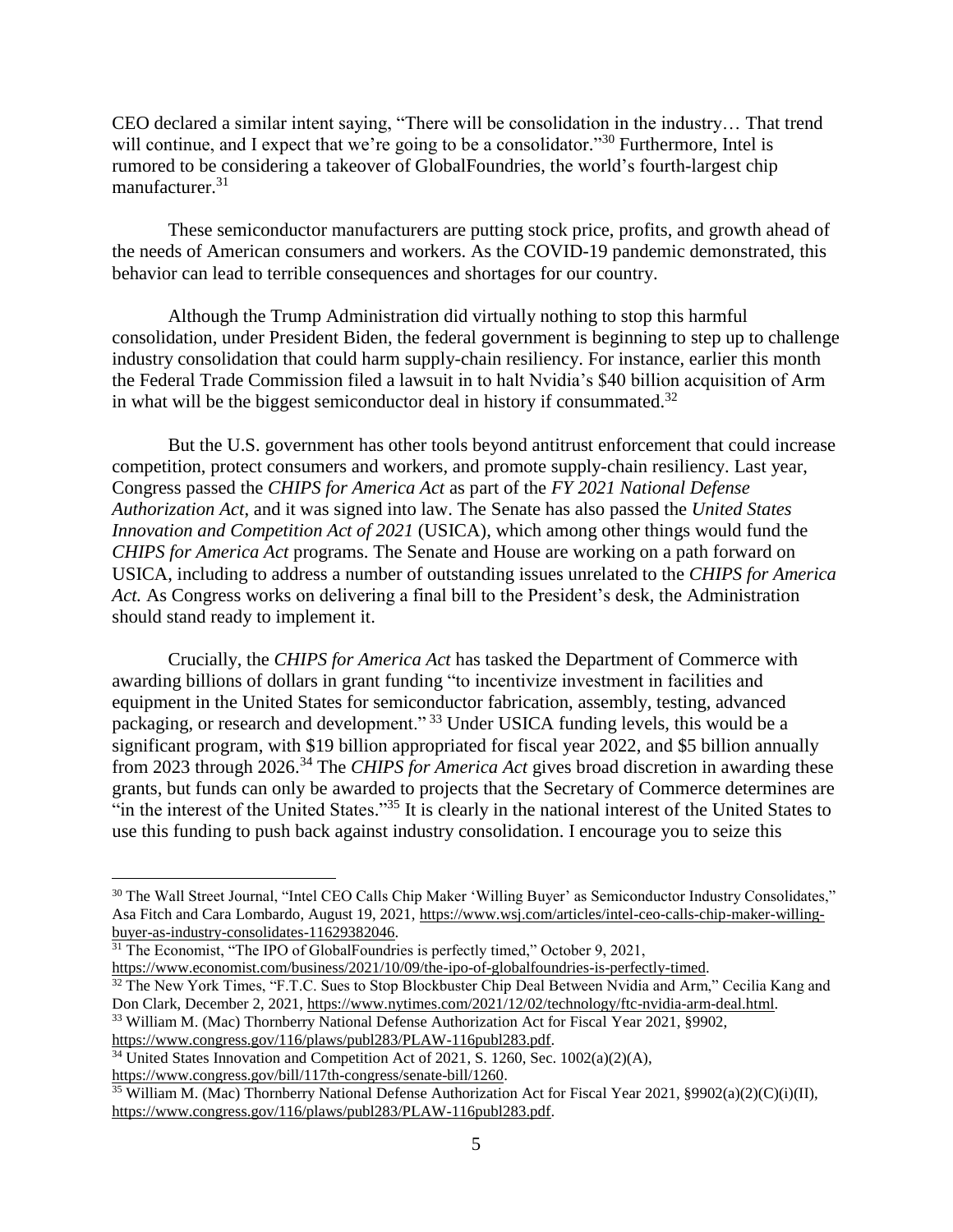CEO declared a similar intent saying, "There will be consolidation in the industry… That trend will continue, and I expect that we're going to be a consolidator."[30] Furthermore, Intel is rumored to be considering a takeover of GlobalFoundries, the world's fourth-largest chip manufacturer.[31]

These semiconductor manufacturers are putting stock price, profits, and growth ahead of the needs of American consumers and workers. As the COVID-19 pandemic demonstrated, this behavior can lead to terrible consequences and shortages for our country.

Although the Trump Administration did virtually nothing to stop this harmful consolidation, under President Biden, the federal government is beginning to step up to challenge industry consolidation that could harm supply-chain resiliency. For instance, earlier this month the Federal Trade Commission filed a lawsuit in to halt Nvidia's $40 billion acquisition of Arm in what will be the biggest semiconductor deal in history if consummated.[32]

But the U.S. government has other tools beyond antitrust enforcement that could increase competition, protect consumers and workers, and promote supply-chain resiliency. Last year, Congress passed the *CHIPS for America Act* as part of the *FY 2021 National Defense Authorization Act*, and it was signed into law. The Senate has also passed the *United States Innovation and Competition Act of 2021* (USICA), which among other things would fund the *CHIPS for America Act* programs. The Senate and House are working on a path forward on USICA, including to address a number of outstanding issues unrelated to the *CHIPS for America Act.* As Congress works on delivering a final bill to the President's desk, the Administration should stand ready to implement it.

Crucially, the *CHIPS for America Act* has tasked the Department of Commerce with awarding billions of dollars in grant funding "to incentivize investment in facilities and equipment in the United States for semiconductor fabrication, assembly, testing, advanced packaging, or research and development." [33] Under USICA funding levels, this would be a significant program, with $19 billion appropriated for fiscal year 2022, and $5 billion annually from 2023 through 2026.[34] The *CHIPS for America Act* gives broad discretion in awarding these grants, but funds can only be awarded to projects that the Secretary of Commerce determines are "in the interest of the United States."[35] It is clearly in the national interest of the United States to use this funding to push back against industry consolidation. I encourage you to seize this

---

[30] The Wall Street Journal, "Intel CEO Calls Chip Maker 'Willing Buyer' as Semiconductor Industry Consolidates," Asa Fitch and Cara Lombardo, August 19, 2021, https://www.wsj.com/articles/intel-ceo-calls-chip-maker-willing-buyer-as-industry-consolidates-11629382046.

[31] The Economist, "The IPO of GlobalFoundries is perfectly timed," October 9, 2021, https://www.economist.com/business/2021/10/09/the-ipo-of-globalfoundries-is-perfectly-timed.

[32] The New York Times, "F.T.C. Sues to Stop Blockbuster Chip Deal Between Nvidia and Arm," Cecilia Kang and Don Clark, December 2, 2021, https://www.nytimes.com/2021/12/02/technology/ftc-nvidia-arm-deal.html.

[33] William M. (Mac) Thornberry National Defense Authorization Act for Fiscal Year 2021, §9902, https://www.congress.gov/116/plaws/publ283/PLAW-116publ283.pdf.

[34] United States Innovation and Competition Act of 2021, S. 1260, Sec. 1002(a)(2)(A), https://www.congress.gov/bill/117th-congress/senate-bill/1260.

[35] William M. (Mac) Thornberry National Defense Authorization Act for Fiscal Year 2021, §9902(a)(2)(C)(i)(II), https://www.congress.gov/116/plaws/publ283/PLAW-116publ283.pdf.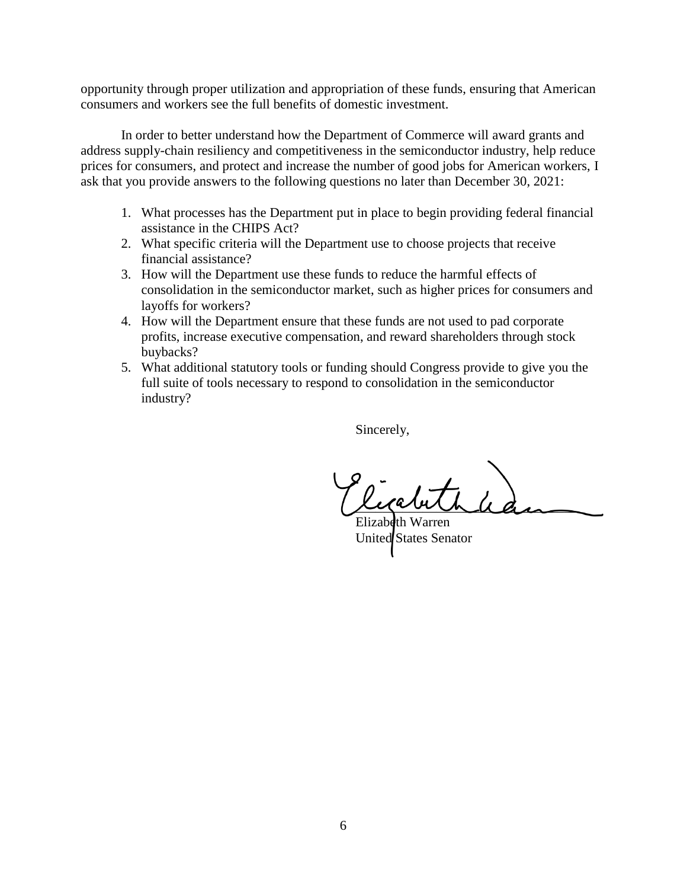opportunity through proper utilization and appropriation of these funds, ensuring that American consumers and workers see the full benefits of domestic investment.

In order to better understand how the Department of Commerce will award grants and address supply-chain resiliency and competitiveness in the semiconductor industry, help reduce prices for consumers, and protect and increase the number of good jobs for American workers, I ask that you provide answers to the following questions no later than December 30, 2021:

1. What processes has the Department put in place to begin providing federal financial assistance in the CHIPS Act?
2. What specific criteria will the Department use to choose projects that receive financial assistance?
3. How will the Department use these funds to reduce the harmful effects of consolidation in the semiconductor market, such as higher prices for consumers and layoffs for workers?
4. How will the Department ensure that these funds are not used to pad corporate profits, increase executive compensation, and reward shareholders through stock buybacks?
5. What additional statutory tools or funding should Congress provide to give you the full suite of tools necessary to respond to consolidation in the semiconductor industry?

Sincerely,

Elizabeth Warren
United States Senator